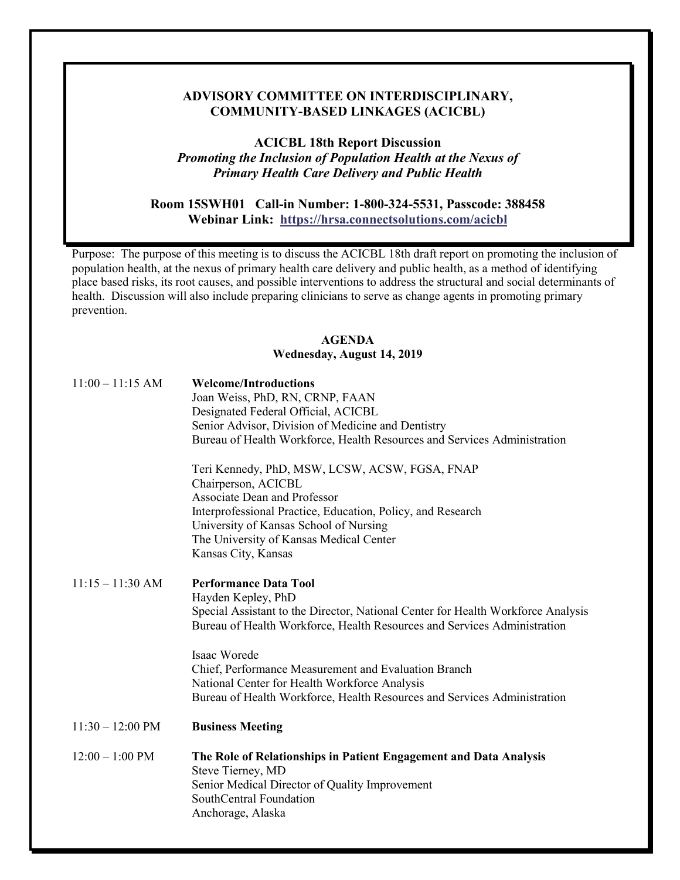# ADVISORY COMMITTEE ON INTERDISCIPLINARY, COMMUNITY-BASED LINKAGES (ACICBL)

## ACICBL 18th Report Discussion

***Promoting the Inclusion of Population Health at the Nexus of Primary Health Care Delivery and Public Health***

**Room 15SWH01 Call-in Number: 1-800-324-5531, Passcode: 388458**

**Webinar Link: [https://hrsa.connectsolutions.com/acicbl](https://hrsa.connectsolutions.com/acicbl)**

Purpose: The purpose of this meeting is to discuss the ACICBL 18th draft report on promoting the inclusion of population health, at the nexus of primary health care delivery and public health, as a method of identifying place based risks, its root causes, and possible interventions to address the structural and social determinants of health. Discussion will also include preparing clinicians to serve as change agents in promoting primary prevention.

## AGENDA

### Wednesday, August 14, 2019

| Time | Session |
|---|---|
| 11:00 – 11:15 AM | **Welcome/Introductions**<br>Joan Weiss, PhD, RN, CRNP, FAAN<br>Designated Federal Official, ACICBL<br>Senior Advisor, Division of Medicine and Dentistry<br>Bureau of Health Workforce, Health Resources and Services Administration<br><br>Teri Kennedy, PhD, MSW, LCSW, ACSW, FGSA, FNAP<br>Chairperson, ACICBL<br>Associate Dean and Professor<br>Interprofessional Practice, Education, Policy, and Research<br>University of Kansas School of Nursing<br>The University of Kansas Medical Center<br>Kansas City, Kansas |
| 11:15 – 11:30 AM | **Performance Data Tool**<br>Hayden Kepley, PhD<br>Special Assistant to the Director, National Center for Health Workforce Analysis<br>Bureau of Health Workforce, Health Resources and Services Administration<br><br>Isaac Worede<br>Chief, Performance Measurement and Evaluation Branch<br>National Center for Health Workforce Analysis<br>Bureau of Health Workforce, Health Resources and Services Administration |
| 11:30 – 12:00 PM | **Business Meeting** |
| 12:00 – 1:00 PM | **The Role of Relationships in Patient Engagement and Data Analysis**<br>Steve Tierney, MD<br>Senior Medical Director of Quality Improvement<br>SouthCentral Foundation<br>Anchorage, Alaska |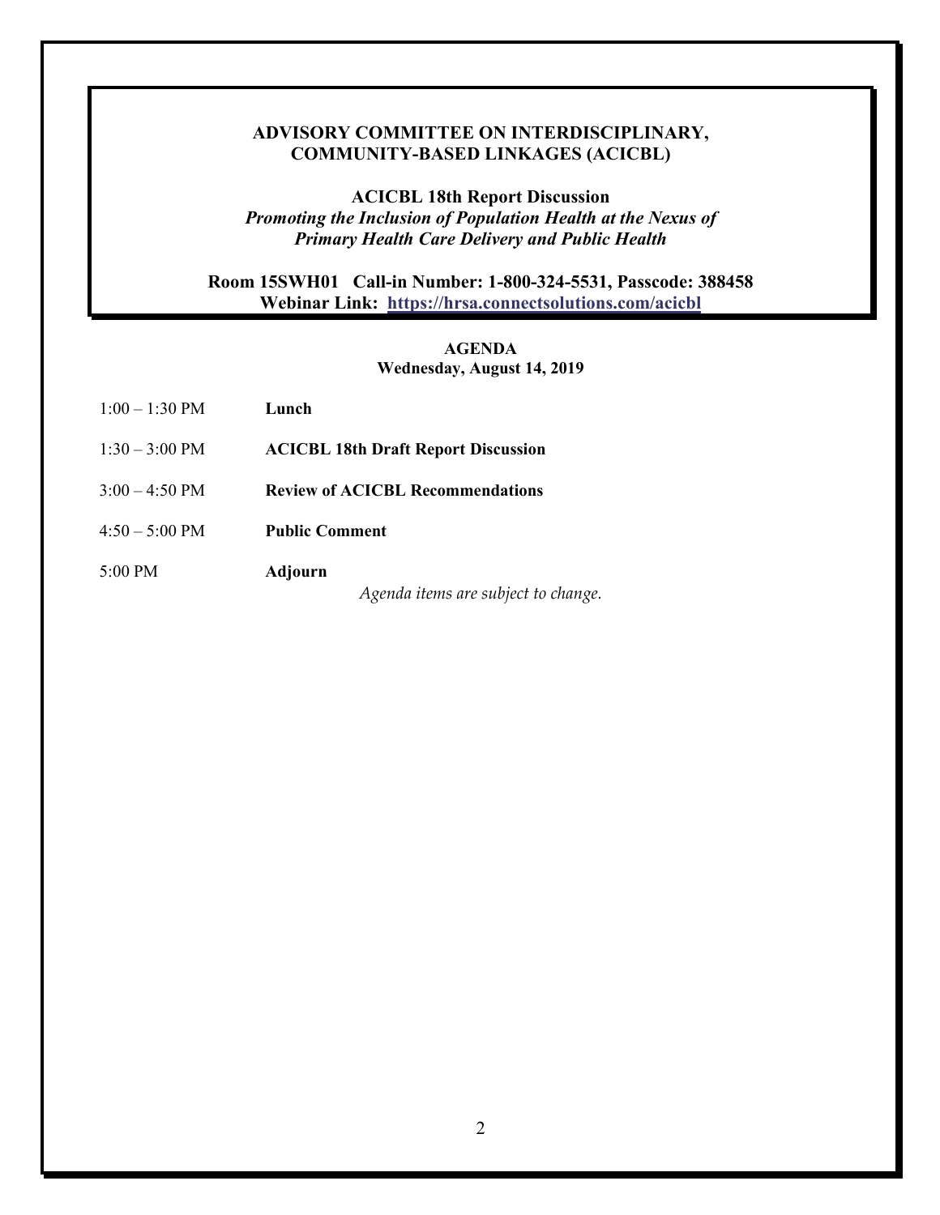**ADVISORY COMMITTEE ON INTERDISCIPLINARY, COMMUNITY-BASED LINKAGES (ACICBL)**

**ACICBL 18th Report Discussion**
***Promoting the Inclusion of Population Health at the Nexus of Primary Health Care Delivery and Public Health***

**Room 15SWH01 Call-in Number: 1-800-324-5531, Passcode: 388458**
**Webinar Link: https://hrsa.connectsolutions.com/acicbl**

## AGENDA
**Wednesday, August 14, 2019**

| | |
|---|---|
| 1:00 – 1:30 PM | **Lunch** |
| 1:30 – 3:00 PM | **ACICBL 18th Draft Report Discussion** |
| 3:00 – 4:50 PM | **Review of ACICBL Recommendations** |
| 4:50 – 5:00 PM | **Public Comment** |
| 5:00 PM | **Adjourn** |

*Agenda items are subject to change.*